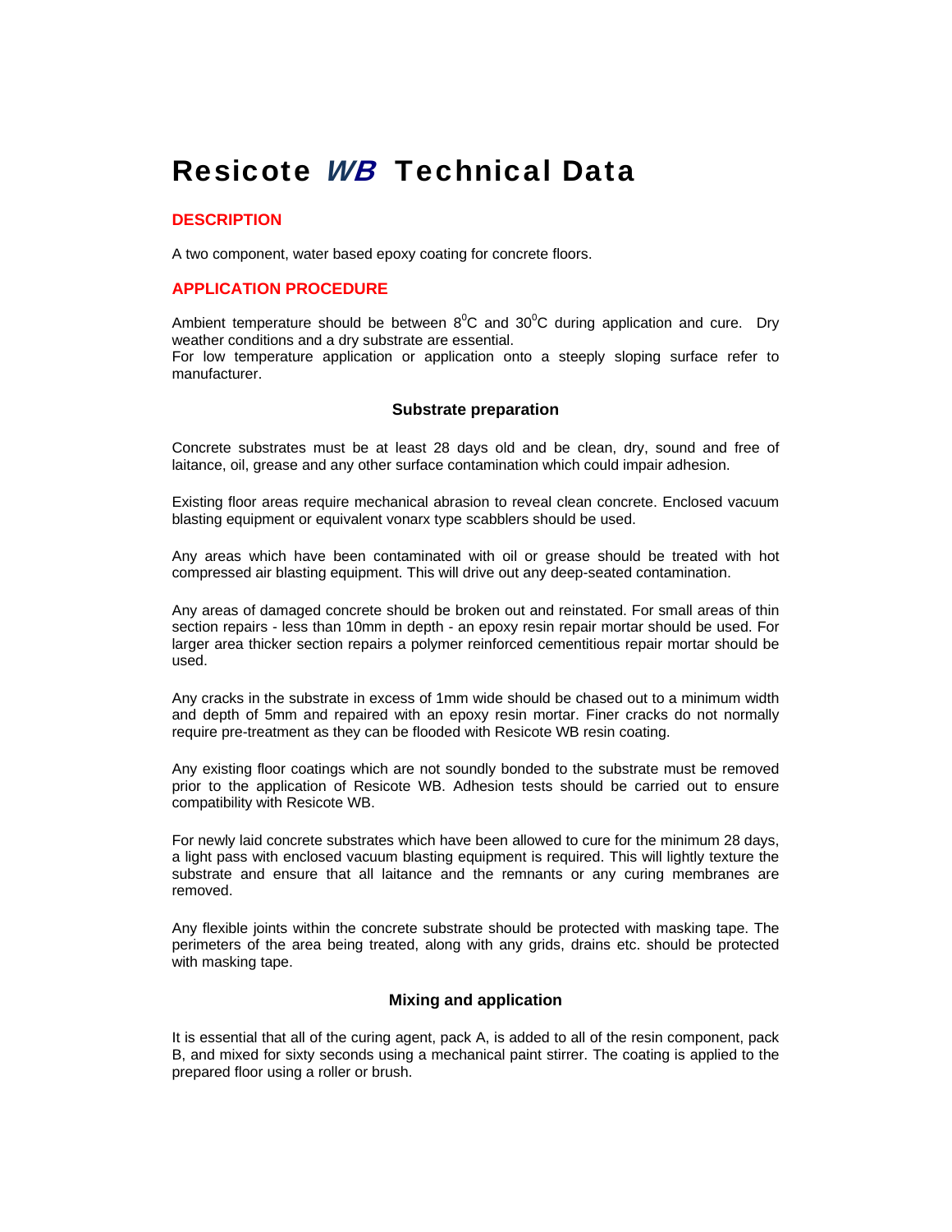# Resicote *WB* Technical Data

## DESCRIPTION

A two component, water based epoxy coating for concrete floors.

## APPLICATION PROCEDURE

Ambient temperature should be between $8^0$C and $30^0$C during application and cure. Dry weather conditions and a dry substrate are essential.
For low temperature application or application onto a steeply sloping surface refer to manufacturer.

### Substrate preparation

Concrete substrates must be at least 28 days old and be clean, dry, sound and free of laitance, oil, grease and any other surface contamination which could impair adhesion.

Existing floor areas require mechanical abrasion to reveal clean concrete. Enclosed vacuum blasting equipment or equivalent vonarx type scabblers should be used.

Any areas which have been contaminated with oil or grease should be treated with hot compressed air blasting equipment. This will drive out any deep-seated contamination.

Any areas of damaged concrete should be broken out and reinstated. For small areas of thin section repairs - less than 10mm in depth - an epoxy resin repair mortar should be used. For larger area thicker section repairs a polymer reinforced cementitious repair mortar should be used.

Any cracks in the substrate in excess of 1mm wide should be chased out to a minimum width and depth of 5mm and repaired with an epoxy resin mortar. Finer cracks do not normally require pre-treatment as they can be flooded with Resicote WB resin coating.

Any existing floor coatings which are not soundly bonded to the substrate must be removed prior to the application of Resicote WB. Adhesion tests should be carried out to ensure compatibility with Resicote WB.

For newly laid concrete substrates which have been allowed to cure for the minimum 28 days, a light pass with enclosed vacuum blasting equipment is required. This will lightly texture the substrate and ensure that all laitance and the remnants or any curing membranes are removed.

Any flexible joints within the concrete substrate should be protected with masking tape. The perimeters of the area being treated, along with any grids, drains etc. should be protected with masking tape.

### Mixing and application

It is essential that all of the curing agent, pack A, is added to all of the resin component, pack B, and mixed for sixty seconds using a mechanical paint stirrer. The coating is applied to the prepared floor using a roller or brush.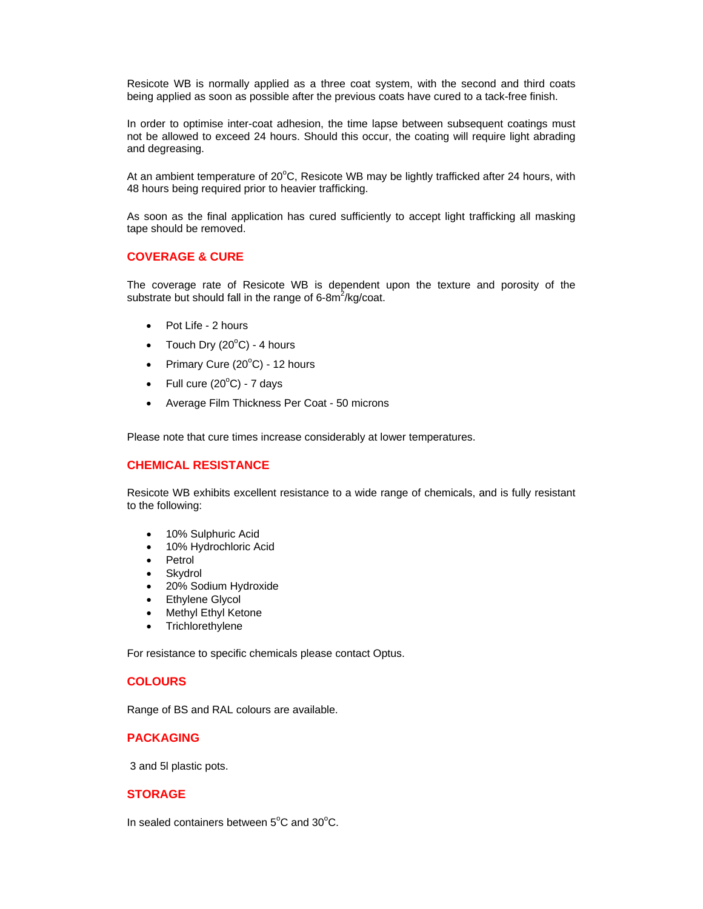Resicote WB is normally applied as a three coat system, with the second and third coats being applied as soon as possible after the previous coats have cured to a tack-free finish.

In order to optimise inter-coat adhesion, the time lapse between subsequent coatings must not be allowed to exceed 24 hours. Should this occur, the coating will require light abrading and degreasing.

At an ambient temperature of 20$^{o}$C, Resicote WB may be lightly trafficked after 24 hours, with 48 hours being required prior to heavier trafficking.

As soon as the final application has cured sufficiently to accept light trafficking all masking tape should be removed.

## COVERAGE & CURE

The coverage rate of Resicote WB is dependent upon the texture and porosity of the substrate but should fall in the range of 6-8m$^{2}$/kg/coat.

- Pot Life - 2 hours
- Touch Dry (20$^{o}$C) - 4 hours
- Primary Cure (20$^{o}$C) - 12 hours
- Full cure (20$^{o}$C) - 7 days
- Average Film Thickness Per Coat - 50 microns

Please note that cure times increase considerably at lower temperatures.

## CHEMICAL RESISTANCE

Resicote WB exhibits excellent resistance to a wide range of chemicals, and is fully resistant to the following:

- 10% Sulphuric Acid
- 10% Hydrochloric Acid
- Petrol
- Skydrol
- 20% Sodium Hydroxide
- Ethylene Glycol
- Methyl Ethyl Ketone
- Trichlorethylene

For resistance to specific chemicals please contact Optus.

## COLOURS

Range of BS and RAL colours are available.

## PACKAGING

3 and 5l plastic pots.

## STORAGE

In sealed containers between 5$^{o}$C and 30$^{o}$C.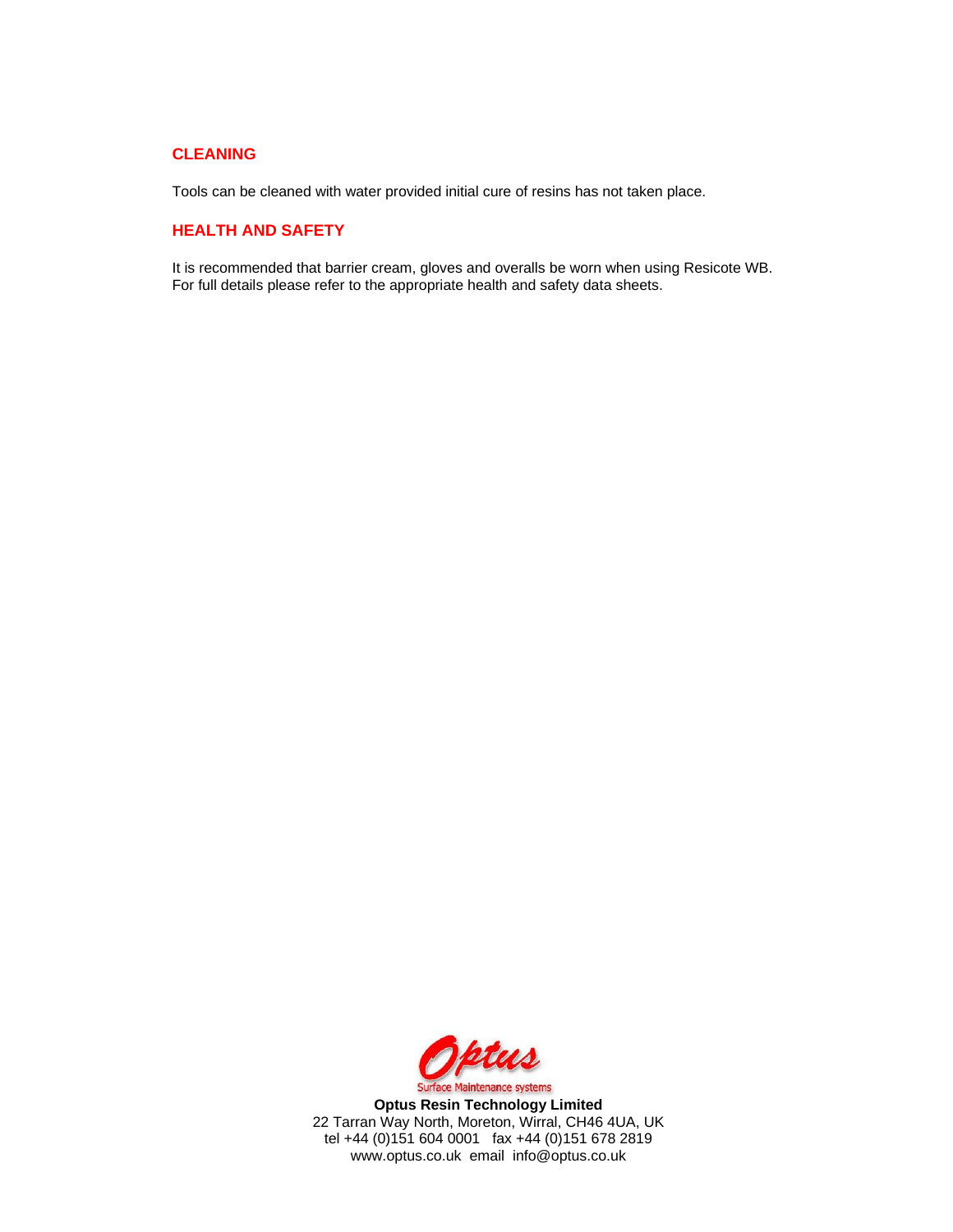## CLEANING

Tools can be cleaned with water provided initial cure of resins has not taken place.

## HEALTH AND SAFETY

It is recommended that barrier cream, gloves and overalls be worn when using Resicote WB. For full details please refer to the appropriate health and safety data sheets.

Optus

Surface Maintenance systems

**Optus Resin Technology Limited**
22 Tarran Way North, Moreton, Wirral, CH46 4UA, UK
tel +44 (0)151 604 0001 fax +44 (0)151 678 2819
www.optus.co.uk email info@optus.co.uk